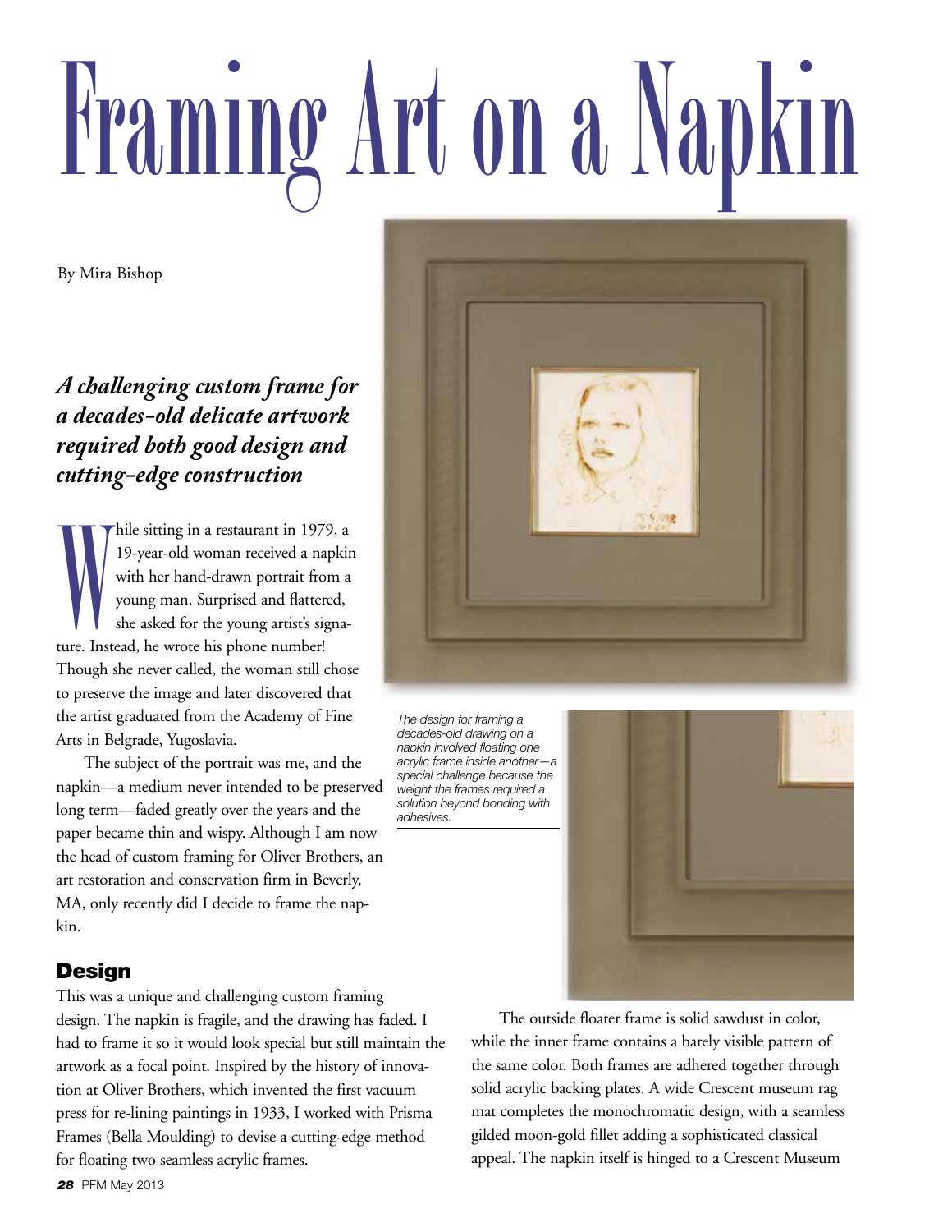# Framing Art on a Napkin

By Mira Bishop

***A challenging custom frame for a decades-old delicate artwork required both good design and cutting-edge construction***

While sitting in a restaurant in 1979, a 19-year-old woman received a napkin with her hand-drawn portrait from a young man. Surprised and flattered, she asked for the young artist's signature. Instead, he wrote his phone number! Though she never called, the woman still chose to preserve the image and later discovered that the artist graduated from the Academy of Fine Arts in Belgrade, Yugoslavia.

The subject of the portrait was me, and the napkin—a medium never intended to be preserved long term—faded greatly over the years and the paper became thin and wispy. Although I am now the head of custom framing for Oliver Brothers, an art restoration and conservation firm in Beverly, MA, only recently did I decide to frame the napkin.

*The design for framing a decades-old drawing on a napkin involved floating one acrylic frame inside another—a special challenge because the weight the frames required a solution beyond bonding with adhesives.*

## Design

This was a unique and challenging custom framing design. The napkin is fragile, and the drawing has faded. I had to frame it so it would look special but still maintain the artwork as a focal point. Inspired by the history of innovation at Oliver Brothers, which invented the first vacuum press for re-lining paintings in 1933, I worked with Prisma Frames (Bella Moulding) to devise a cutting-edge method for floating two seamless acrylic frames.

The outside floater frame is solid sawdust in color, while the inner frame contains a barely visible pattern of the same color. Both frames are adhered together through solid acrylic backing plates. A wide Crescent museum rag mat completes the monochromatic design, with a seamless gilded moon-gold fillet adding a sophisticated classical appeal. The napkin itself is hinged to a Crescent Museum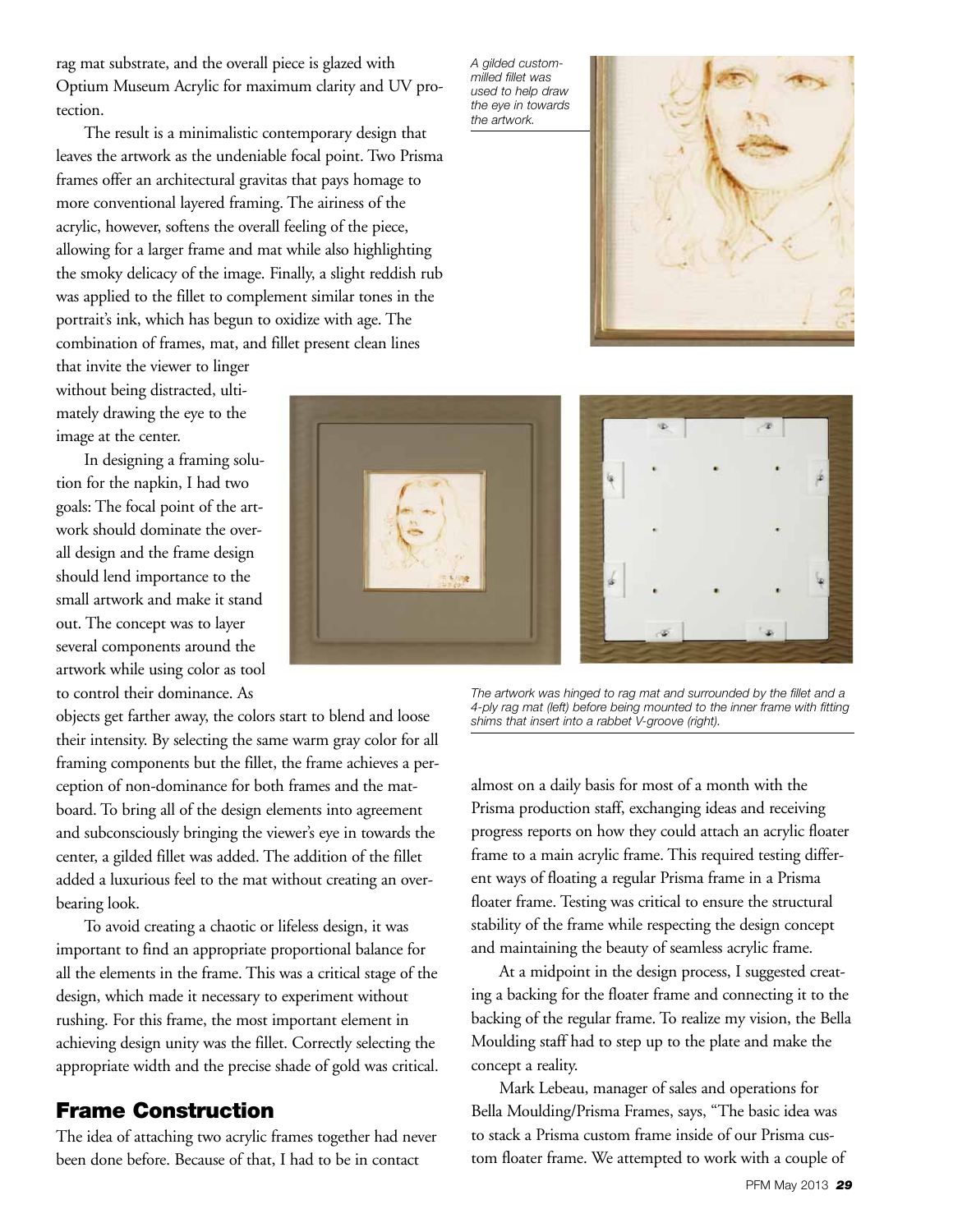rag mat substrate, and the overall piece is glazed with Optium Museum Acrylic for maximum clarity and UV protection.

The result is a minimalistic contemporary design that leaves the artwork as the undeniable focal point. Two Prisma frames offer an architectural gravitas that pays homage to more conventional layered framing. The airiness of the acrylic, however, softens the overall feeling of the piece, allowing for a larger frame and mat while also highlighting the smoky delicacy of the image. Finally, a slight reddish rub was applied to the fillet to complement similar tones in the portrait's ink, which has begun to oxidize with age. The combination of frames, mat, and fillet present clean lines that invite the viewer to linger without being distracted, ultimately drawing the eye to the image at the center.

In designing a framing solution for the napkin, I had two goals: The focal point of the artwork should dominate the overall design and the frame design should lend importance to the small artwork and make it stand out. The concept was to layer several components around the artwork while using color as tool to control their dominance. As objects get farther away, the colors start to blend and loose their intensity. By selecting the same warm gray color for all framing components but the fillet, the frame achieves a perception of non-dominance for both frames and the matboard. To bring all of the design elements into agreement and subconsciously bringing the viewer's eye in towards the center, a gilded fillet was added. The addition of the fillet added a luxurious feel to the mat without creating an overbearing look.

To avoid creating a chaotic or lifeless design, it was important to find an appropriate proportional balance for all the elements in the frame. This was a critical stage of the design, which made it necessary to experiment without rushing. For this frame, the most important element in achieving design unity was the fillet. Correctly selecting the appropriate width and the precise shade of gold was critical.

*A gilded custom-milled fillet was used to help draw the eye in towards the artwork.*

*The artwork was hinged to rag mat and surrounded by the fillet and a 4-ply rag mat (left) before being mounted to the inner frame with fitting shims that insert into a rabbet V-groove (right).*

## Frame Construction

The idea of attaching two acrylic frames together had never been done before. Because of that, I had to be in contact almost on a daily basis for most of a month with the Prisma production staff, exchanging ideas and receiving progress reports on how they could attach an acrylic floater frame to a main acrylic frame. This required testing different ways of floating a regular Prisma frame in a Prisma floater frame. Testing was critical to ensure the structural stability of the frame while respecting the design concept and maintaining the beauty of seamless acrylic frame.

At a midpoint in the design process, I suggested creating a backing for the floater frame and connecting it to the backing of the regular frame. To realize my vision, the Bella Moulding staff had to step up to the plate and make the concept a reality.

Mark Lebeau, manager of sales and operations for Bella Moulding/Prisma Frames, says, "The basic idea was to stack a Prisma custom frame inside of our Prisma custom floater frame. We attempted to work with a couple of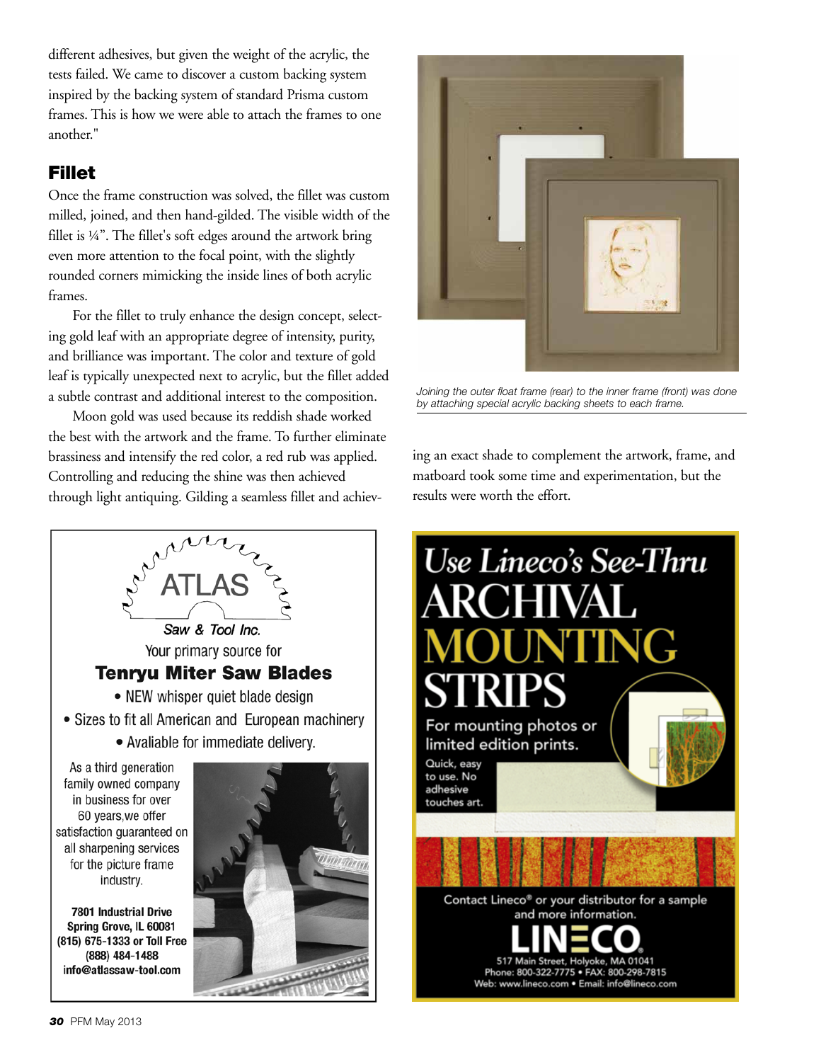different adhesives, but given the weight of the acrylic, the tests failed. We came to discover a custom backing system inspired by the backing system of standard Prisma custom frames. This is how we were able to attach the frames to one another."

## Fillet

Once the frame construction was solved, the fillet was custom milled, joined, and then hand-gilded. The visible width of the fillet is ¼". The fillet's soft edges around the artwork bring even more attention to the focal point, with the slightly rounded corners mimicking the inside lines of both acrylic frames.

For the fillet to truly enhance the design concept, selecting gold leaf with an appropriate degree of intensity, purity, and brilliance was important. The color and texture of gold leaf is typically unexpected next to acrylic, but the fillet added a subtle contrast and additional interest to the composition.

Moon gold was used because its reddish shade worked the best with the artwork and the frame. To further eliminate brassiness and intensify the red color, a red rub was applied. Controlling and reducing the shine was then achieved through light antiquing. Gilding a seamless fillet and achieving an exact shade to complement the artwork, frame, and matboard took some time and experimentation, but the results were worth the effort.

*Joining the outer float frame (rear) to the inner frame (front) was done by attaching special acrylic backing sheets to each frame.*

ATLAS Saw & Tool Inc.

Your primary source for

**Tenryu Miter Saw Blades**

- NEW whisper quiet blade design
- Sizes to fit all American and European machinery
- Avaliable for immediate delivery.

As a third generation family owned company in business for over 60 years,we offer satisfaction guaranteed on all sharpening services for the picture frame industry.

**7801 Industrial Drive**
**Spring Grove, IL 60081**
**(815) 675-1333 or Toll Free (888) 484-1488**
**info@atlassaw-tool.com**

*Use Lineco's See-Thru* ARCHIVAL MOUNTING STRIPS

For mounting photos or limited edition prints.

Quick, easy to use. No adhesive touches art.

Contact Lineco® or your distributor for a sample and more information.

LINECO

517 Main Street, Holyoke, MA 01041
Phone: 800-322-7775 • FAX: 800-298-7815
Web: www.lineco.com • Email: info@lineco.com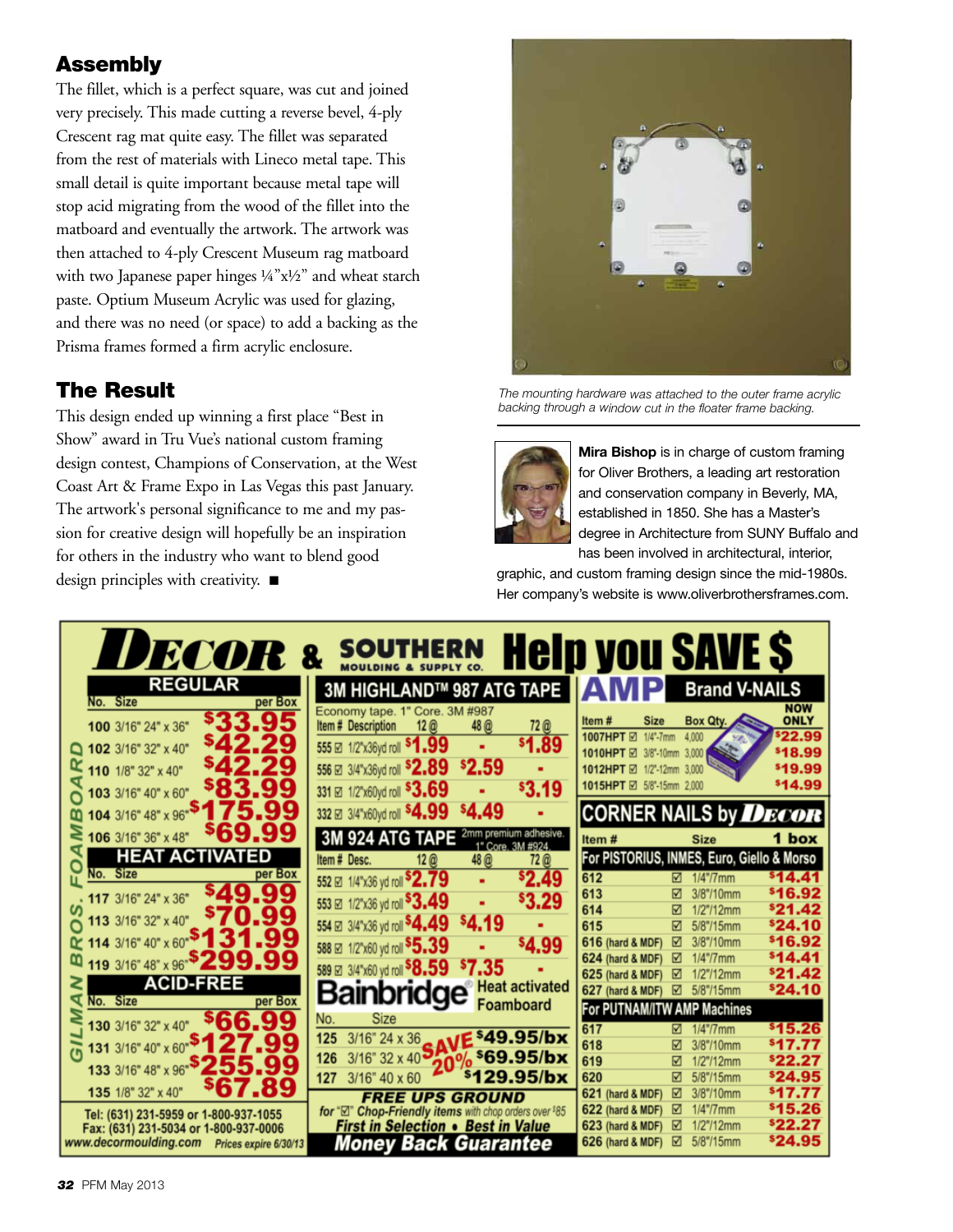## Assembly

The fillet, which is a perfect square, was cut and joined very precisely. This made cutting a reverse bevel, 4-ply Crescent rag mat quite easy. The fillet was separated from the rest of materials with Lineco metal tape. This small detail is quite important because metal tape will stop acid migrating from the wood of the fillet into the matboard and eventually the artwork. The artwork was then attached to 4-ply Crescent Museum rag matboard with two Japanese paper hinges ¼"x½" and wheat starch paste. Optium Museum Acrylic was used for glazing, and there was no need (or space) to add a backing as the Prisma frames formed a firm acrylic enclosure.

## The Result

This design ended up winning a first place "Best in Show" award in Tru Vue's national custom framing design contest, Champions of Conservation, at the West Coast Art & Frame Expo in Las Vegas this past January. The artwork's personal significance to me and my passion for creative design will hopefully be an inspiration for others in the industry who want to blend good design principles with creativity. ■

*The mounting hardware was attached to the outer frame acrylic backing through a window cut in the floater frame backing.*

**Mira Bishop** is in charge of custom framing for Oliver Brothers, a leading art restoration and conservation company in Beverly, MA, established in 1850. She has a Master's degree in Architecture from SUNY Buffalo and has been involved in architectural, interior, graphic, and custom framing design since the mid-1980s. Her company's website is www.oliverbrothersframes.com.

---

# DECOR & SOUTHERN MOULDING & SUPPLY CO. Help you SAVE $

### GILMAN BROS. FOAMBOARD

**REGULAR**

| No. | Size | per Box |
|---|---|---|
| 100 | 3/16" 24" x 36" | $33.95 |
| 102 | 3/16" 32" x 40" | $42.29 |
| 110 | 1/8" 32" x 40" | $42.29 |
| 103 | 3/16" 40" x 60" | $83.99 |
| 104 | 3/16" 48" x 96" | $175.99 |
| 106 | 3/16" 36" x 48" | $69.99 |

**HEAT ACTIVATED**

| No. | Size | per Box |
|---|---|---|
| 117 | 3/16" 24" x 36" | $49.99 |
| 113 | 3/16" 32" x 40" | $70.99 |
| 114 | 3/16" 40" x 60" | $131.99 |
| 119 | 3/16" 48" x 96" | $299.99 |

**ACID-FREE**

| No. | Size | per Box |
|---|---|---|
| 130 | 3/16" 32" x 40" | $66.99 |
| 131 | 3/16" 40" x 60" | $127.99 |
| 133 | 3/16" 48" x 96" | $255.99 |
| 135 | 1/8" 32" x 40" | $67.89 |

Tel: (631) 231-5959 or 1-800-937-1055
Fax: (631) 231-5034 or 1-800-937-0006
www.decormoulding.com Prices expire 6/30/13

### 3M HIGHLAND™ 987 ATG TAPE

Economy tape. 1" Core. 3M #987

| Item # | Description | 12 @ | 48 @ | 72 @ |
|---|---|---|---|---|
| 555 | 1/2"x36yd roll | $1.99 | - | $1.89 |
| 556 | 3/4"x36yd roll | $2.89 | $2.59 | - |
| 331 | 1/2"x60yd roll | $3.69 | - | $3.19 |
| 332 | 3/4"x60yd roll | $4.99 | $4.49 | - |

### 3M 924 ATG TAPE

2mm premium adhesive. 1" Core. 3M #924

| Item # | Desc. | 12 @ | 48 @ | 72 @ |
|---|---|---|---|---|
| 552 | 1/4"x36 yd roll | $2.79 | - | $2.49 |
| 553 | 1/2"x36 yd roll | $3.49 | - | $3.29 |
| 554 | 3/4"x36 yd roll | $4.49 | $4.19 | - |
| 588 | 1/2"x60 yd roll | $5.39 | - | $4.99 |
| 589 | 3/4"x60 yd roll | $8.59 | $7.35 | - |

### Bainbridge® Heat activated Foamboard

SAVE 20%

| No. | Size | |
|---|---|---|
| 125 | 3/16" 24 x 36 | $49.95/bx |
| 126 | 3/16" 32 x 40 | $69.95/bx |
| 127 | 3/16" 40 x 60 | $129.95/bx |

**FREE UPS GROUND**
for "☑" Chop-Friendly items with chop orders over $85
**First in Selection • Best in Value**
**Money Back Guarantee**

### AMP Brand V-NAILS

| Item # | Size | Box Qty. | NOW ONLY |
|---|---|---|---|
| 1007HPT ☑ | 1/4"-7mm | 4,000 | $22.99 |
| 1010HPT ☑ | 3/8"-10mm | 3,000 | $18.99 |
| 1012HPT ☑ | 1/2"-12mm | 3,000 | $19.99 |
| 1015HPT ☑ | 5/8"-15mm | 2,000 | $14.99 |

### CORNER NAILS by DECOR

| Item # | | Size | 1 box |
|---|---|---|---|
| **For PISTORIUS, INMES, Euro, Giello & Morso** | | | |
| 612 | ☑ | 1/4"/7mm | $14.41 |
| 613 | ☑ | 3/8"/10mm | $16.92 |
| 614 | ☑ | 1/2"/12mm | $21.42 |
| 615 | ☑ | 5/8"/15mm | $24.10 |
| 616 (hard & MDF) | ☑ | 3/8"/10mm | $16.92 |
| 624 (hard & MDF) | ☑ | 1/4"/7mm | $14.41 |
| 625 (hard & MDF) | ☑ | 1/2"/12mm | $21.42 |
| 627 (hard & MDF) | ☑ | 5/8"/15mm | $24.10 |
| **For PUTNAM/ITW AMP Machines** | | | |
| 617 | ☑ | 1/4"/7mm | $15.26 |
| 618 | ☑ | 3/8"/10mm | $17.77 |
| 619 | ☑ | 1/2"/12mm | $22.27 |
| 620 | ☑ | 5/8"/15mm | $24.95 |
| 621 (hard & MDF) | ☑ | 3/8"/10mm | $17.77 |
| 622 (hard & MDF) | ☑ | 1/4"/7mm | $15.26 |
| 623 (hard & MDF) | ☑ | 1/2"/12mm | $22.27 |
| 626 (hard & MDF) | ☑ | 5/8"/15mm | $24.95 |